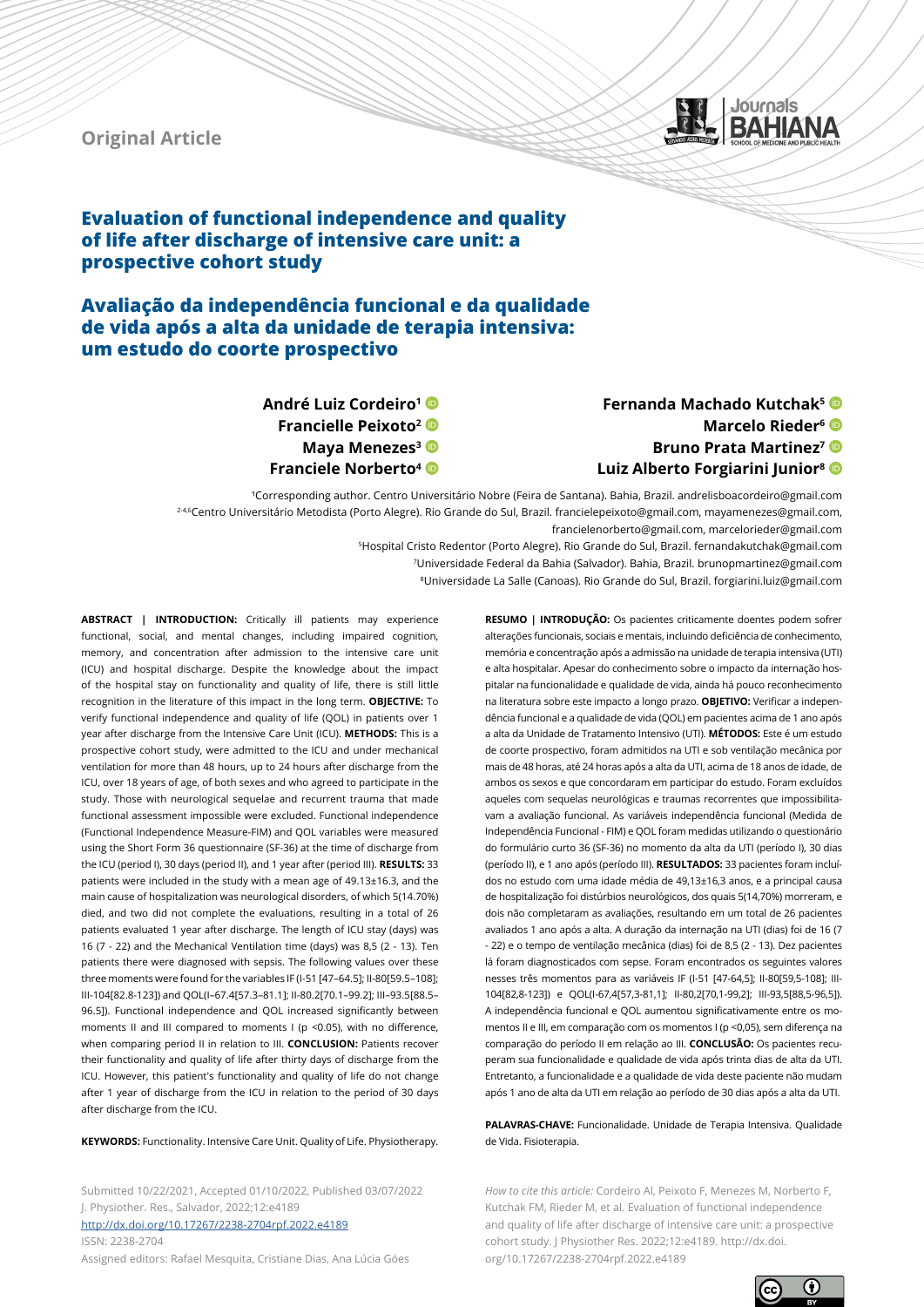Original Article

# Evaluation of functional independence and quality of life after discharge of intensive care unit: a prospective cohort study

# Avaliação da independência funcional e da qualidade de vida após a alta da unidade de terapia intensiva: um estudo do coorte prospectivo

**André Luiz Cordeiro[1]**
**Francielle Peixoto[2]**
**Maya Menezes[3]**
**Franciele Norberto[4]**
**Fernanda Machado Kutchak[5]**
**Marcelo Rieder[6]**
**Bruno Prata Martinez[7]**
**Luiz Alberto Forgiarini Junior[8]**

[1]Corresponding author. Centro Universitário Nobre (Feira de Santana). Bahia, Brazil. andrelisboacordeiro@gmail.com
[2-4,6]Centro Universitário Metodista (Porto Alegre). Rio Grande do Sul, Brazil. francielepeixoto@gmail.com, mayamenezes@gmail.com, francielenorberto@gmail.com, marcelorieder@gmail.com
[5]Hospital Cristo Redentor (Porto Alegre). Rio Grande do Sul, Brazil. fernandakutchak@gmail.com
[7]Universidade Federal da Bahia (Salvador). Bahia, Brazil. brunopmartinez@gmail.com
[8]Universidade La Salle (Canoas). Rio Grande do Sul, Brazil. forgiarini.luiz@gmail.com

**ABSTRACT | INTRODUCTION:** Critically ill patients may experience functional, social, and mental changes, including impaired cognition, memory, and concentration after admission to the intensive care unit (ICU) and hospital discharge. Despite the knowledge about the impact of the hospital stay on functionality and quality of life, there is still little recognition in the literature of this impact in the long term. **OBJECTIVE:** To verify functional independence and quality of life (QOL) in patients over 1 year after discharge from the Intensive Care Unit (ICU). **METHODS:** This is a prospective cohort study, were admitted to the ICU and under mechanical ventilation for more than 48 hours, up to 24 hours after discharge from the ICU, over 18 years of age, of both sexes and who agreed to participate in the study. Those with neurological sequelae and recurrent trauma that made functional assessment impossible were excluded. Functional independence (Functional Independence Measure-FIM) and QOL variables were measured using the Short Form 36 questionnaire (SF-36) at the time of discharge from the ICU (period I), 30 days (period II), and 1 year after (period III). **RESULTS:** 33 patients were included in the study with a mean age of 49.13±16.3, and the main cause of hospitalization was neurological disorders, of which 5(14.70%) died, and two did not complete the evaluations, resulting in a total of 26 patients evaluated 1 year after discharge. The length of ICU stay (days) was 16 (7 - 22) and the Mechanical Ventilation time (days) was 8,5 (2 - 13). Ten patients there were diagnosed with sepsis. The following values over these three moments were found for the variables IF (I-51 [47–64.5]; II-80[59.5–108]; III-104[82.8-123]) and QOL(I–67.4[57.3–81.1]; II-80.2[70.1–99.2]; III–93.5[88.5–96.5]). Functional independence and QOL increased significantly between moments II and III compared to moments I ($p < 0.05$), with no difference, when comparing period II in relation to III. **CONCLUSION:** Patients recover their functionality and quality of life after thirty days of discharge from the ICU. However, this patient's functionality and quality of life do not change after 1 year of discharge from the ICU in relation to the period of 30 days after discharge from the ICU.

**KEYWORDS:** Functionality. Intensive Care Unit. Quality of Life. Physiotherapy.

**RESUMO | INTRODUÇÃO:** Os pacientes criticamente doentes podem sofrer alterações funcionais, sociais e mentais, incluindo deficiência de conhecimento, memória e concentração após a admissão na unidade de terapia intensiva (UTI) e alta hospitalar. Apesar do conhecimento sobre o impacto da internação hospitalar na funcionalidade e qualidade de vida, ainda há pouco reconhecimento na literatura sobre este impacto a longo prazo. **OBJETIVO:** Verificar a independência funcional e a qualidade de vida (QOL) em pacientes acima de 1 ano após a alta da Unidade de Tratamento Intensivo (UTI). **MÉTODOS:** Este é um estudo de coorte prospectivo, foram admitidos na UTI e sob ventilação mecânica por mais de 48 horas, até 24 horas após a alta da UTI, acima de 18 anos de idade, de ambos os sexos e que concordaram em participar do estudo. Foram excluídos aqueles com sequelas neurológicas e traumas recorrentes que impossibilitavam a avaliação funcional. As variáveis independência funcional (Medida de Independência Funcional - FIM) e QOL foram medidas utilizando o questionário do formulário curto 36 (SF-36) no momento da alta da UTI (período I), 30 dias (período II), e 1 ano após (período III). **RESULTADOS:** 33 pacientes foram incluídos no estudo com uma idade média de 49,13±16,3 anos, e a principal causa de hospitalização foi distúrbios neurológicos, dos quais 5(14,70%) morreram, e dois não completaram as avaliações, resultando em um total de 26 pacientes avaliados 1 ano após a alta. A duração da internação na UTI (dias) foi de 16 (7 - 22) e o tempo de ventilação mecânica (dias) foi de 8,5 (2 - 13). Dez pacientes lá foram diagnosticados com sepse. Foram encontrados os seguintes valores nesses três momentos para as variáveis IF (I-51 [47-64,5]; II-80[59,5-108]; III-104[82,8-123]) e QOL(I-67,4[57,3-81,1]; II-80,2[70,1-99,2]; III-93,5[88,5-96,5]). A independência funcional e QOL aumentou significativamente entre os momentos II e III, em comparação com os momentos I ($p < 0,05$), sem diferença na comparação do período II em relação ao III. **CONCLUSÃO:** Os pacientes recuperam sua funcionalidade e qualidade de vida após trinta dias de alta da UTI. Entretanto, a funcionalidade e a qualidade de vida deste paciente não mudam após 1 ano de alta da UTI em relação ao período de 30 dias após a alta da UTI.

**PALAVRAS-CHAVE:** Funcionalidade. Unidade de Terapia Intensiva. Qualidade de Vida. Fisioterapia.

Submitted 10/22/2021, Accepted 01/10/2022, Published 03/07/2022
J. Physiother. Res., Salvador, 2022;12:e4189
http://dx.doi.org/10.17267/2238-2704rpf.2022.e4189
ISSN: 2238-2704
Assigned editors: Rafael Mesquita, Cristiane Dias, Ana Lúcia Góes

*How to cite this article:* Cordeiro Al, Peixoto F, Menezes M, Norberto F, Kutchak FM, Rieder M, et al. Evaluation of functional independence and quality of life after discharge of intensive care unit: a prospective cohort study. J Physiother Res. 2022;12:e4189. http://dx.doi.org/10.17267/2238-2704rpf.2022.e4189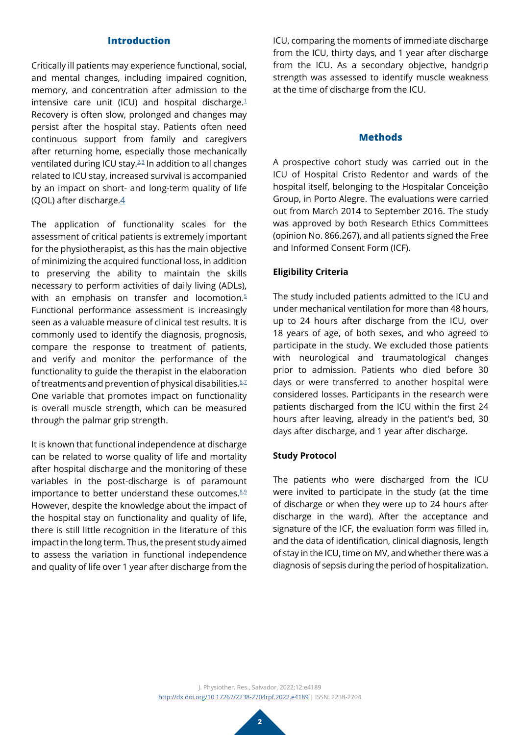## Introduction

Critically ill patients may experience functional, social, and mental changes, including impaired cognition, memory, and concentration after admission to the intensive care unit (ICU) and hospital discharge.[1] Recovery is often slow, prolonged and changes may persist after the hospital stay. Patients often need continuous support from family and caregivers after returning home, especially those mechanically ventilated during ICU stay.[2,3] In addition to all changes related to ICU stay, increased survival is accompanied by an impact on short- and long-term quality of life (QOL) after discharge.[4]

The application of functionality scales for the assessment of critical patients is extremely important for the physiotherapist, as this has the main objective of minimizing the acquired functional loss, in addition to preserving the ability to maintain the skills necessary to perform activities of daily living (ADLs), with an emphasis on transfer and locomotion.[5] Functional performance assessment is increasingly seen as a valuable measure of clinical test results. It is commonly used to identify the diagnosis, prognosis, compare the response to treatment of patients, and verify and monitor the performance of the functionality to guide the therapist in the elaboration of treatments and prevention of physical disabilities.[6,7] One variable that promotes impact on functionality is overall muscle strength, which can be measured through the palmar grip strength.

It is known that functional independence at discharge can be related to worse quality of life and mortality after hospital discharge and the monitoring of these variables in the post-discharge is of paramount importance to better understand these outcomes.[8,9] However, despite the knowledge about the impact of the hospital stay on functionality and quality of life, there is still little recognition in the literature of this impact in the long term. Thus, the present study aimed to assess the variation in functional independence and quality of life over 1 year after discharge from the ICU, comparing the moments of immediate discharge from the ICU, thirty days, and 1 year after discharge from the ICU. As a secondary objective, handgrip strength was assessed to identify muscle weakness at the time of discharge from the ICU.

## Methods

A prospective cohort study was carried out in the ICU of Hospital Cristo Redentor and wards of the hospital itself, belonging to the Hospitalar Conceição Group, in Porto Alegre. The evaluations were carried out from March 2014 to September 2016. The study was approved by both Research Ethics Committees (opinion No. 866.267), and all patients signed the Free and Informed Consent Form (ICF).

### Eligibility Criteria

The study included patients admitted to the ICU and under mechanical ventilation for more than 48 hours, up to 24 hours after discharge from the ICU, over 18 years of age, of both sexes, and who agreed to participate in the study. We excluded those patients with neurological and traumatological changes prior to admission. Patients who died before 30 days or were transferred to another hospital were considered losses. Participants in the research were patients discharged from the ICU within the first 24 hours after leaving, already in the patient's bed, 30 days after discharge, and 1 year after discharge.

### Study Protocol

The patients who were discharged from the ICU were invited to participate in the study (at the time of discharge or when they were up to 24 hours after discharge in the ward). After the acceptance and signature of the ICF, the evaluation form was filled in, and the data of identification, clinical diagnosis, length of stay in the ICU, time on MV, and whether there was a diagnosis of sepsis during the period of hospitalization.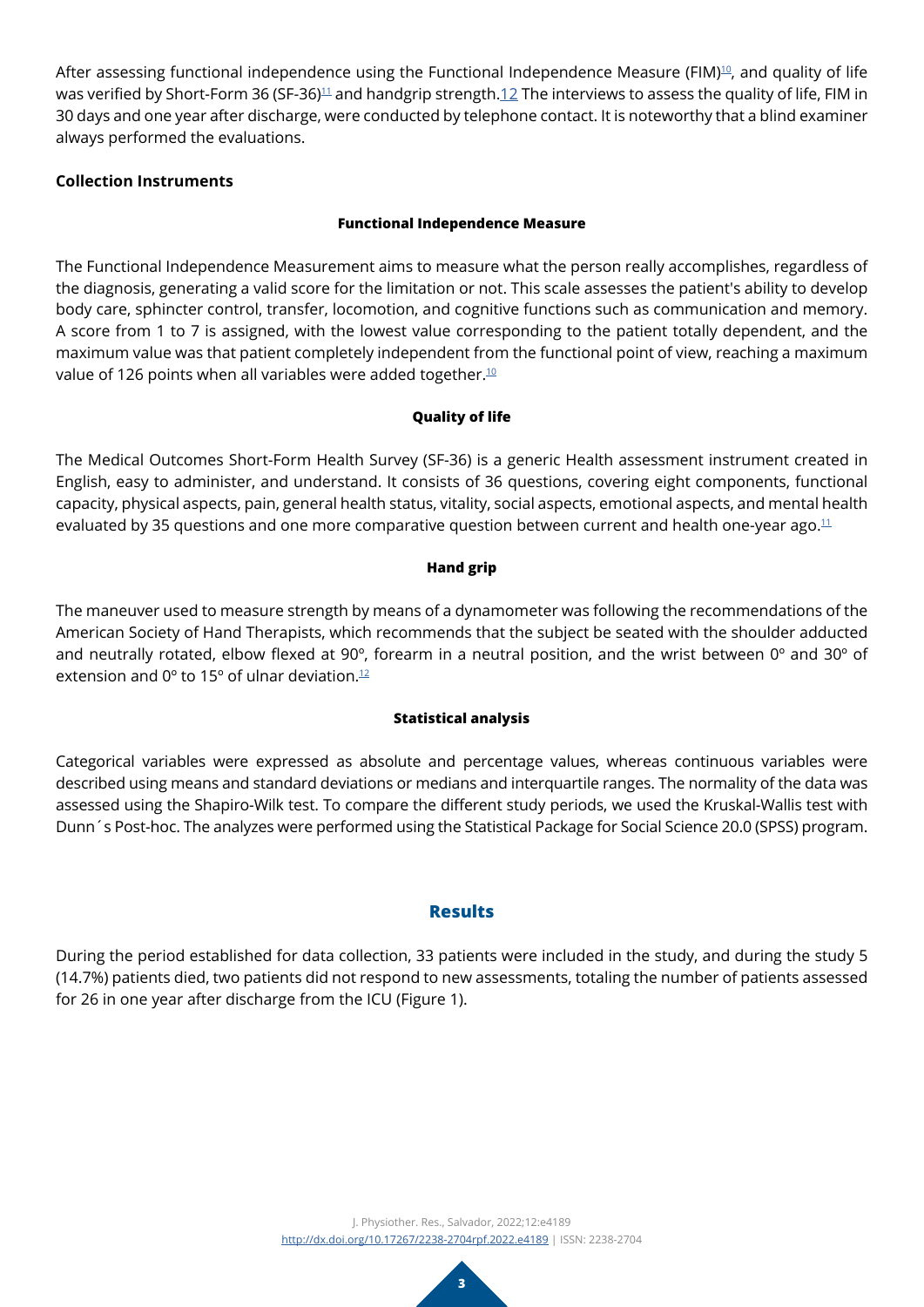After assessing functional independence using the Functional Independence Measure (FIM)[10], and quality of life was verified by Short-Form 36 (SF-36)[11] and handgrip strength.[12] The interviews to assess the quality of life, FIM in 30 days and one year after discharge, were conducted by telephone contact. It is noteworthy that a blind examiner always performed the evaluations.

### Collection Instruments

#### Functional Independence Measure

The Functional Independence Measurement aims to measure what the person really accomplishes, regardless of the diagnosis, generating a valid score for the limitation or not. This scale assesses the patient's ability to develop body care, sphincter control, transfer, locomotion, and cognitive functions such as communication and memory. A score from 1 to 7 is assigned, with the lowest value corresponding to the patient totally dependent, and the maximum value was that patient completely independent from the functional point of view, reaching a maximum value of 126 points when all variables were added together.[10]

#### Quality of life

The Medical Outcomes Short-Form Health Survey (SF-36) is a generic Health assessment instrument created in English, easy to administer, and understand. It consists of 36 questions, covering eight components, functional capacity, physical aspects, pain, general health status, vitality, social aspects, emotional aspects, and mental health evaluated by 35 questions and one more comparative question between current and health one-year ago.[11]

#### Hand grip

The maneuver used to measure strength by means of a dynamometer was following the recommendations of the American Society of Hand Therapists, which recommends that the subject be seated with the shoulder adducted and neutrally rotated, elbow flexed at 90º, forearm in a neutral position, and the wrist between 0º and 30º of extension and 0º to 15º of ulnar deviation.[12]

#### Statistical analysis

Categorical variables were expressed as absolute and percentage values, whereas continuous variables were described using means and standard deviations or medians and interquartile ranges. The normality of the data was assessed using the Shapiro-Wilk test. To compare the different study periods, we used the Kruskal-Wallis test with Dunn´s Post-hoc. The analyzes were performed using the Statistical Package for Social Science 20.0 (SPSS) program.

## Results

During the period established for data collection, 33 patients were included in the study, and during the study 5 (14.7%) patients died, two patients did not respond to new assessments, totaling the number of patients assessed for 26 in one year after discharge from the ICU (Figure 1).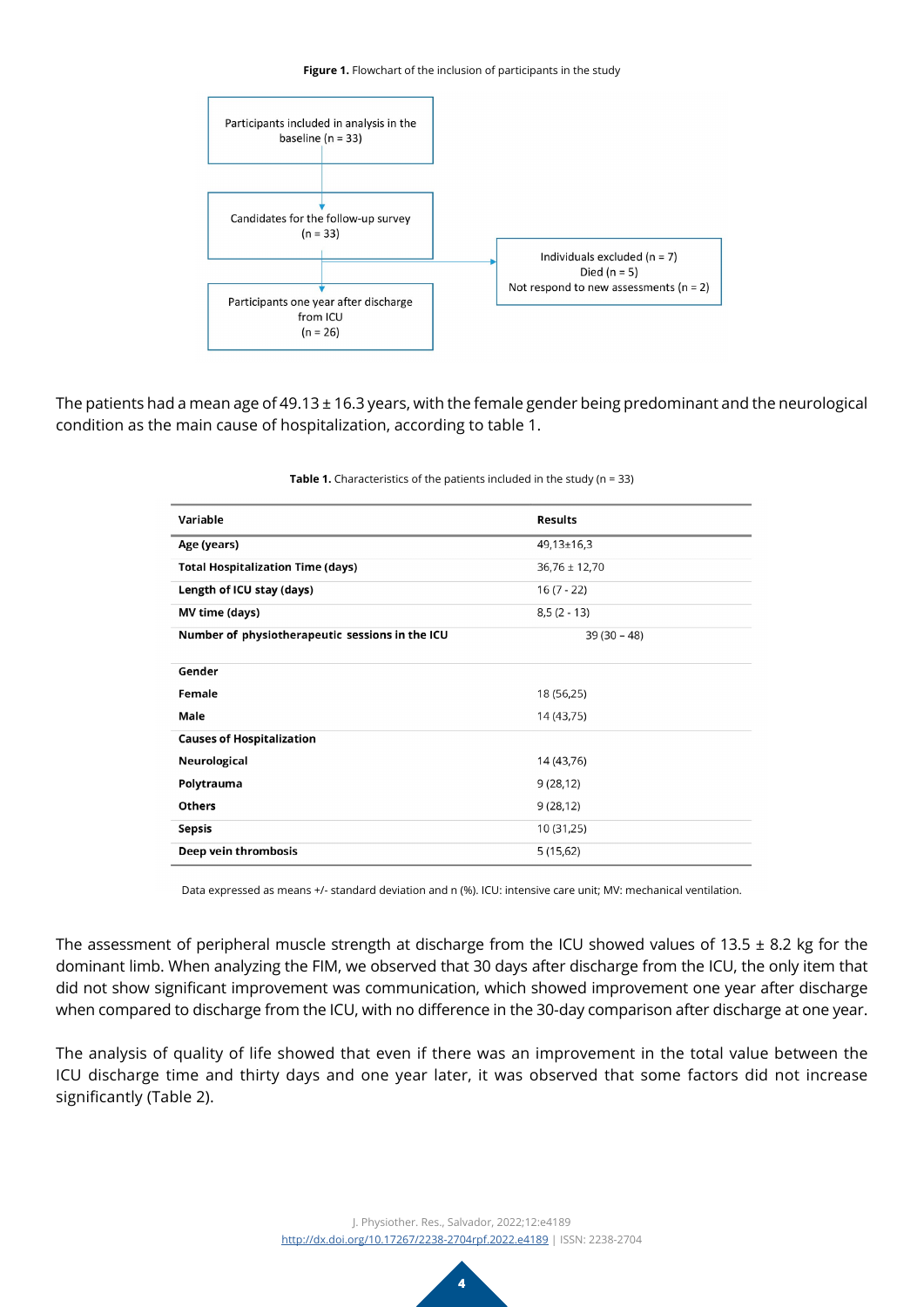**Figure 1.** Flowchart of the inclusion of participants in the study

Participants included in analysis in the baseline (n = 33)

Candidates for the follow-up survey (n = 33)

Individuals excluded (n = 7)
Died (n = 5)
Not respond to new assessments (n = 2)

Participants one year after discharge from ICU (n = 26)

The patients had a mean age of 49.13 ± 16.3 years, with the female gender being predominant and the neurological condition as the main cause of hospitalization, according to table 1.

**Table 1.** Characteristics of the patients included in the study (n = 33)

| Variable | Results |
|---|---|
| **Age (years)** | 49,13±16,3 |
| **Total Hospitalization Time (days)** | 36,76 ± 12,70 |
| **Length of ICU stay (days)** | 16 (7 - 22) |
| **MV time (days)** | 8,5 (2 - 13) |
| **Number of physiotherapeutic sessions in the ICU** | 39 (30 – 48) |
| **Gender** | |
| **Female** | 18 (56,25) |
| **Male** | 14 (43,75) |
| **Causes of Hospitalization** | |
| **Neurological** | 14 (43,76) |
| **Polytrauma** | 9 (28,12) |
| **Others** | 9 (28,12) |
| **Sepsis** | 10 (31,25) |
| **Deep vein thrombosis** | 5 (15,62) |

Data expressed as means +/- standard deviation and n (%). ICU: intensive care unit; MV: mechanical ventilation.

The assessment of peripheral muscle strength at discharge from the ICU showed values of 13.5 ± 8.2 kg for the dominant limb. When analyzing the FIM, we observed that 30 days after discharge from the ICU, the only item that did not show significant improvement was communication, which showed improvement one year after discharge when compared to discharge from the ICU, with no difference in the 30-day comparison after discharge at one year.

The analysis of quality of life showed that even if there was an improvement in the total value between the ICU discharge time and thirty days and one year later, it was observed that some factors did not increase significantly (Table 2).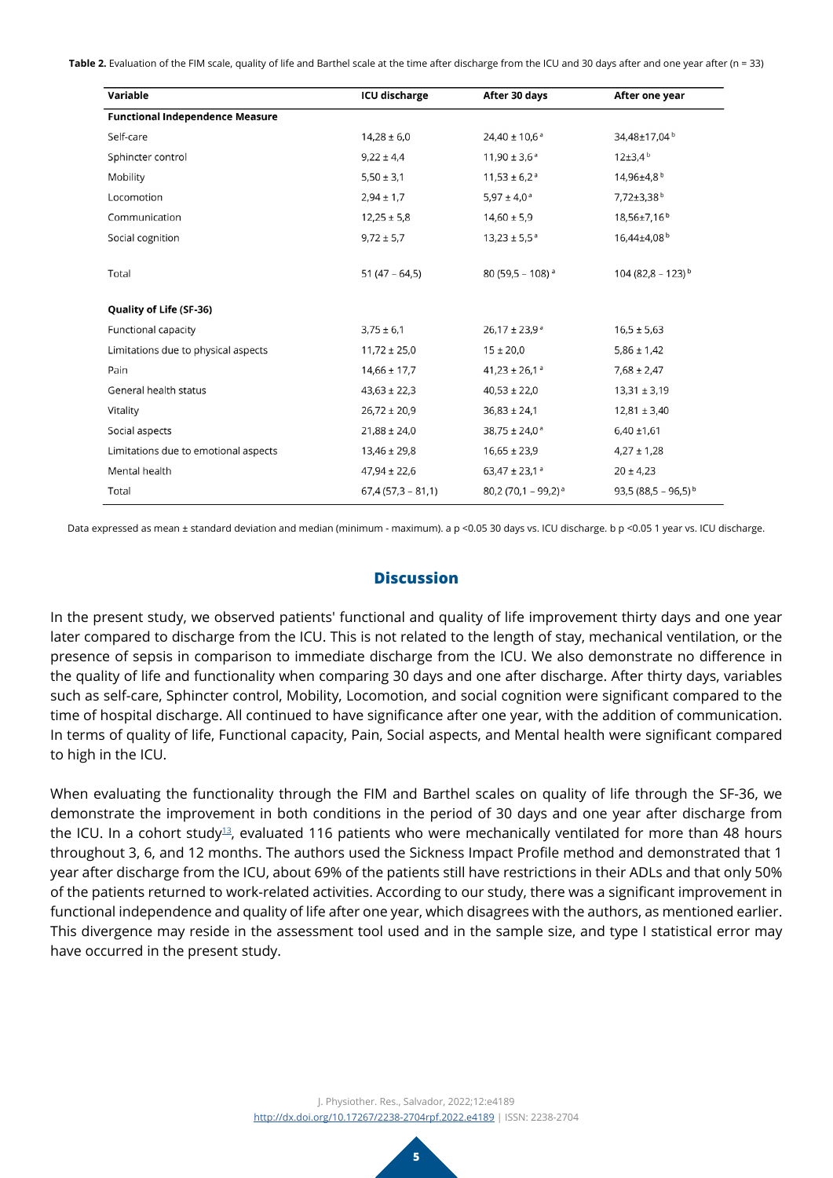**Table 2.** Evaluation of the FIM scale, quality of life and Barthel scale at the time after discharge from the ICU and 30 days after and one year after (n = 33)

| Variable | ICU discharge | After 30 days | After one year |
|---|---|---|---|
| **Functional Independence Measure** | | | |
| Self-care | 14,28 ± 6,0 | 24,40 ± 10,6 [a] | 34,48±17,04 [b] |
| Sphincter control | 9,22 ± 4,4 | 11,90 ± 3,6 [a] | 12±3,4 [b] |
| Mobility | 5,50 ± 3,1 | 11,53 ± 6,2 [a] | 14,96±4,8 [b] |
| Locomotion | 2,94 ± 1,7 | 5,97 ± 4,0 [a] | 7,72±3,38 [b] |
| Communication | 12,25 ± 5,8 | 14,60 ± 5,9 | 18,56±7,16 [b] |
| Social cognition | 9,72 ± 5,7 | 13,23 ± 5,5 [a] | 16,44±4,08 [b] |
| Total | 51 (47 – 64,5) | 80 (59,5 – 108) [a] | 104 (82,8 – 123) [b] |
| **Quality of Life (SF-36)** | | | |
| Functional capacity | 3,75 ± 6,1 | 26,17 ± 23,9 [a] | 16,5 ± 5,63 |
| Limitations due to physical aspects | 11,72 ± 25,0 | 15 ± 20,0 | 5,86 ± 1,42 |
| Pain | 14,66 ± 17,7 | 41,23 ± 26,1 [a] | 7,68 ± 2,47 |
| General health status | 43,63 ± 22,3 | 40,53 ± 22,0 | 13,31 ± 3,19 |
| Vitality | 26,72 ± 20,9 | 36,83 ± 24,1 | 12,81 ± 3,40 |
| Social aspects | 21,88 ± 24,0 | 38,75 ± 24,0 [a] | 6,40 ±1,61 |
| Limitations due to emotional aspects | 13,46 ± 29,8 | 16,65 ± 23,9 | 4,27 ± 1,28 |
| Mental health | 47,94 ± 22,6 | 63,47 ± 23,1 [a] | 20 ± 4,23 |
| Total | 67,4 (57,3 – 81,1) | 80,2 (70,1 – 99,2) [a] | 93,5 (88,5 – 96,5) [b] |

Data expressed as mean ± standard deviation and median (minimum - maximum). a $p < 0.05$ 30 days vs. ICU discharge. b $p < 0.05$ 1 year vs. ICU discharge.

## Discussion

In the present study, we observed patients' functional and quality of life improvement thirty days and one year later compared to discharge from the ICU. This is not related to the length of stay, mechanical ventilation, or the presence of sepsis in comparison to immediate discharge from the ICU. We also demonstrate no difference in the quality of life and functionality when comparing 30 days and one after discharge. After thirty days, variables such as self-care, Sphincter control, Mobility, Locomotion, and social cognition were significant compared to the time of hospital discharge. All continued to have significance after one year, with the addition of communication. In terms of quality of life, Functional capacity, Pain, Social aspects, and Mental health were significant compared to high in the ICU.

When evaluating the functionality through the FIM and Barthel scales on quality of life through the SF-36, we demonstrate the improvement in both conditions in the period of 30 days and one year after discharge from the ICU. In a cohort study[13], evaluated 116 patients who were mechanically ventilated for more than 48 hours throughout 3, 6, and 12 months. The authors used the Sickness Impact Profile method and demonstrated that 1 year after discharge from the ICU, about 69% of the patients still have restrictions in their ADLs and that only 50% of the patients returned to work-related activities. According to our study, there was a significant improvement in functional independence and quality of life after one year, which disagrees with the authors, as mentioned earlier. This divergence may reside in the assessment tool used and in the sample size, and type I statistical error may have occurred in the present study.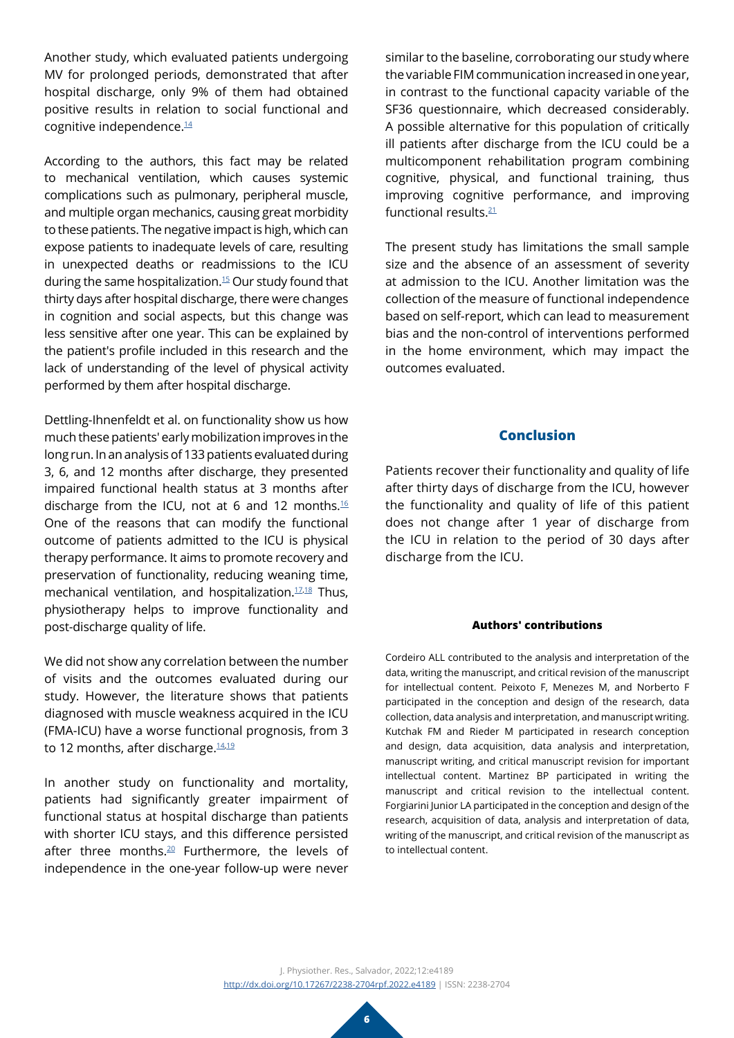Another study, which evaluated patients undergoing MV for prolonged periods, demonstrated that after hospital discharge, only 9% of them had obtained positive results in relation to social functional and cognitive independence.[14]

According to the authors, this fact may be related to mechanical ventilation, which causes systemic complications such as pulmonary, peripheral muscle, and multiple organ mechanics, causing great morbidity to these patients. The negative impact is high, which can expose patients to inadequate levels of care, resulting in unexpected deaths or readmissions to the ICU during the same hospitalization.[15] Our study found that thirty days after hospital discharge, there were changes in cognition and social aspects, but this change was less sensitive after one year. This can be explained by the patient's profile included in this research and the lack of understanding of the level of physical activity performed by them after hospital discharge.

Dettling-Ihnenfeldt et al. on functionality show us how much these patients' early mobilization improves in the long run. In an analysis of 133 patients evaluated during 3, 6, and 12 months after discharge, they presented impaired functional health status at 3 months after discharge from the ICU, not at 6 and 12 months.[16] One of the reasons that can modify the functional outcome of patients admitted to the ICU is physical therapy performance. It aims to promote recovery and preservation of functionality, reducing weaning time, mechanical ventilation, and hospitalization.[17,18] Thus, physiotherapy helps to improve functionality and post-discharge quality of life.

We did not show any correlation between the number of visits and the outcomes evaluated during our study. However, the literature shows that patients diagnosed with muscle weakness acquired in the ICU (FMA-ICU) have a worse functional prognosis, from 3 to 12 months, after discharge.[14,19]

In another study on functionality and mortality, patients had significantly greater impairment of functional status at hospital discharge than patients with shorter ICU stays, and this difference persisted after three months.[20] Furthermore, the levels of independence in the one-year follow-up were never similar to the baseline, corroborating our study where the variable FIM communication increased in one year, in contrast to the functional capacity variable of the SF36 questionnaire, which decreased considerably. A possible alternative for this population of critically ill patients after discharge from the ICU could be a multicomponent rehabilitation program combining cognitive, physical, and functional training, thus improving cognitive performance, and improving functional results.[21]

The present study has limitations the small sample size and the absence of an assessment of severity at admission to the ICU. Another limitation was the collection of the measure of functional independence based on self-report, which can lead to measurement bias and the non-control of interventions performed in the home environment, which may impact the outcomes evaluated.

## Conclusion

Patients recover their functionality and quality of life after thirty days of discharge from the ICU, however the functionality and quality of life of this patient does not change after 1 year of discharge from the ICU in relation to the period of 30 days after discharge from the ICU.

#### Authors' contributions

Cordeiro ALL contributed to the analysis and interpretation of the data, writing the manuscript, and critical revision of the manuscript for intellectual content. Peixoto F, Menezes M, and Norberto F participated in the conception and design of the research, data collection, data analysis and interpretation, and manuscript writing. Kutchak FM and Rieder M participated in research conception and design, data acquisition, data analysis and interpretation, manuscript writing, and critical manuscript revision for important intellectual content. Martinez BP participated in writing the manuscript and critical revision to the intellectual content. Forgiarini Junior LA participated in the conception and design of the research, acquisition of data, analysis and interpretation of data, writing of the manuscript, and critical revision of the manuscript as to intellectual content.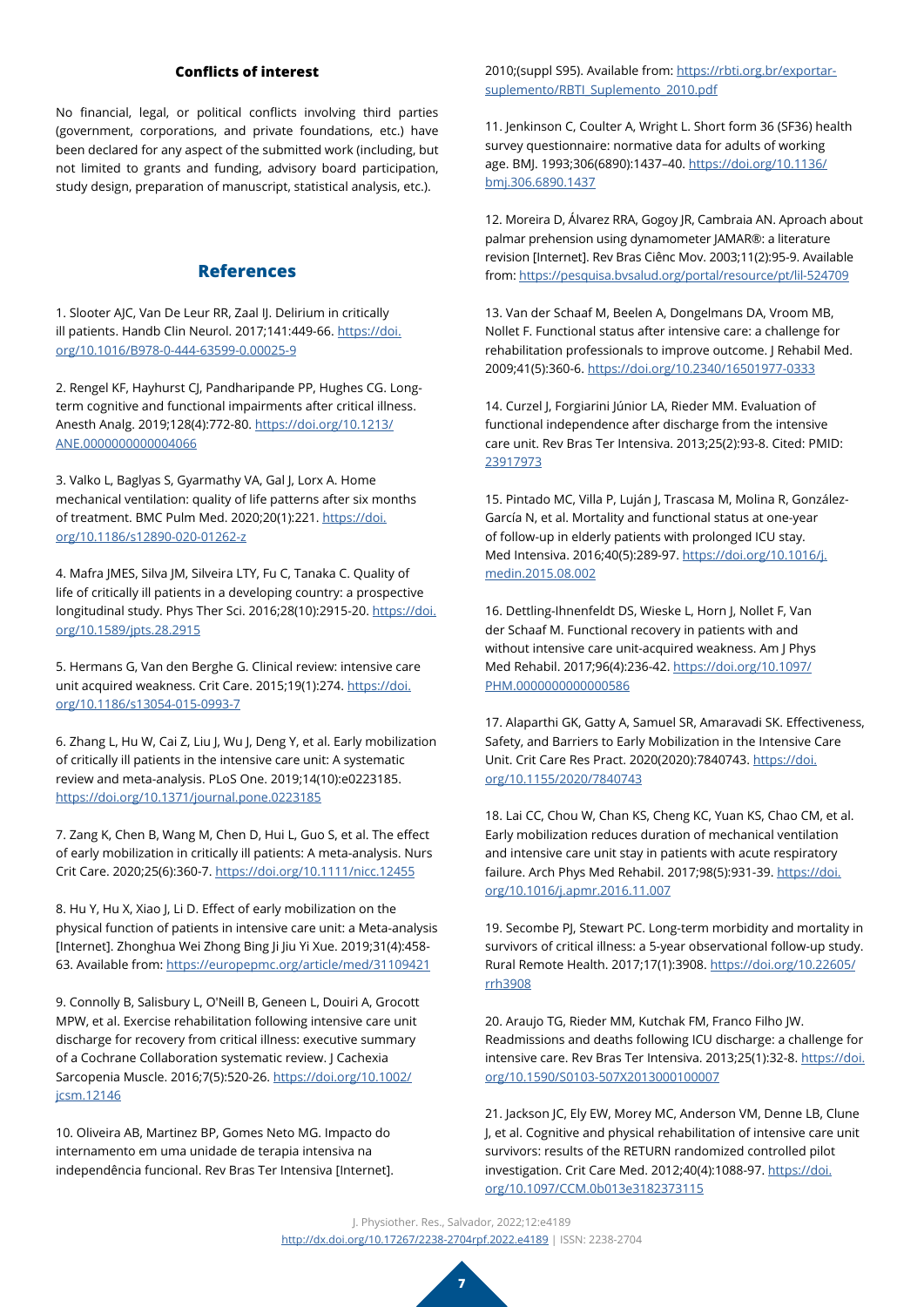## Conflicts of interest

No financial, legal, or political conflicts involving third parties (government, corporations, and private foundations, etc.) have been declared for any aspect of the submitted work (including, but not limited to grants and funding, advisory board participation, study design, preparation of manuscript, statistical analysis, etc.).

## References

1. Slooter AJC, Van De Leur RR, Zaal IJ. Delirium in critically ill patients. Handb Clin Neurol. 2017;141:449-66. https://doi.org/10.1016/B978-0-444-63599-0.00025-9

2. Rengel KF, Hayhurst CJ, Pandharipande PP, Hughes CG. Long-term cognitive and functional impairments after critical illness. Anesth Analg. 2019;128(4):772-80. https://doi.org/10.1213/ANE.0000000000004066

3. Valko L, Baglyas S, Gyarmathy VA, Gal J, Lorx A. Home mechanical ventilation: quality of life patterns after six months of treatment. BMC Pulm Med. 2020;20(1):221. https://doi.org/10.1186/s12890-020-01262-z

4. Mafra JMES, Silva JM, Silveira LTY, Fu C, Tanaka C. Quality of life of critically ill patients in a developing country: a prospective longitudinal study. Phys Ther Sci. 2016;28(10):2915-20. https://doi.org/10.1589/jpts.28.2915

5. Hermans G, Van den Berghe G. Clinical review: intensive care unit acquired weakness. Crit Care. 2015;19(1):274. https://doi.org/10.1186/s13054-015-0993-7

6. Zhang L, Hu W, Cai Z, Liu J, Wu J, Deng Y, et al. Early mobilization of critically ill patients in the intensive care unit: A systematic review and meta-analysis. PLoS One. 2019;14(10):e0223185. https://doi.org/10.1371/journal.pone.0223185

7. Zang K, Chen B, Wang M, Chen D, Hui L, Guo S, et al. The effect of early mobilization in critically ill patients: A meta-analysis. Nurs Crit Care. 2020;25(6):360-7. https://doi.org/10.1111/nicc.12455

8. Hu Y, Hu X, Xiao J, Li D. Effect of early mobilization on the physical function of patients in intensive care unit: a Meta-analysis [Internet]. Zhonghua Wei Zhong Bing Ji Jiu Yi Xue. 2019;31(4):458-63. Available from: https://europepmc.org/article/med/31109421

9. Connolly B, Salisbury L, O'Neill B, Geneen L, Douiri A, Grocott MPW, et al. Exercise rehabilitation following intensive care unit discharge for recovery from critical illness: executive summary of a Cochrane Collaboration systematic review. J Cachexia Sarcopenia Muscle. 2016;7(5):520-26. https://doi.org/10.1002/jcsm.12146

10. Oliveira AB, Martinez BP, Gomes Neto MG. Impacto do internamento em uma unidade de terapia intensiva na independência funcional. Rev Bras Ter Intensiva [Internet]. 2010;(suppl S95). Available from: https://rbti.org.br/exportar-suplemento/RBTI_Suplemento_2010.pdf

11. Jenkinson C, Coulter A, Wright L. Short form 36 (SF36) health survey questionnaire: normative data for adults of working age. BMJ. 1993;306(6890):1437–40. https://doi.org/10.1136/bmj.306.6890.1437

12. Moreira D, Álvarez RRA, Gogoy JR, Cambraia AN. Aproach about palmar prehension using dynamometer JAMAR®: a literature revision [Internet]. Rev Bras Ciênc Mov. 2003;11(2):95-9. Available from: https://pesquisa.bvsalud.org/portal/resource/pt/lil-524709

13. Van der Schaaf M, Beelen A, Dongelmans DA, Vroom MB, Nollet F. Functional status after intensive care: a challenge for rehabilitation professionals to improve outcome. J Rehabil Med. 2009;41(5):360-6. https://doi.org/10.2340/16501977-0333

14. Curzel J, Forgiarini Júnior LA, Rieder MM. Evaluation of functional independence after discharge from the intensive care unit. Rev Bras Ter Intensiva. 2013;25(2):93-8. Cited: PMID: 23917973

15. Pintado MC, Villa P, Luján J, Trascasa M, Molina R, González-García N, et al. Mortality and functional status at one-year of follow-up in elderly patients with prolonged ICU stay. Med Intensiva. 2016;40(5):289-97. https://doi.org/10.1016/j.medin.2015.08.002

16. Dettling-Ihnenfeldt DS, Wieske L, Horn J, Nollet F, Van der Schaaf M. Functional recovery in patients with and without intensive care unit-acquired weakness. Am J Phys Med Rehabil. 2017;96(4):236-42. https://doi.org/10.1097/PHM.0000000000000586

17. Alaparthi GK, Gatty A, Samuel SR, Amaravadi SK. Effectiveness, Safety, and Barriers to Early Mobilization in the Intensive Care Unit. Crit Care Res Pract. 2020(2020):7840743. https://doi.org/10.1155/2020/7840743

18. Lai CC, Chou W, Chan KS, Cheng KC, Yuan KS, Chao CM, et al. Early mobilization reduces duration of mechanical ventilation and intensive care unit stay in patients with acute respiratory failure. Arch Phys Med Rehabil. 2017;98(5):931-39. https://doi.org/10.1016/j.apmr.2016.11.007

19. Secombe PJ, Stewart PC. Long-term morbidity and mortality in survivors of critical illness: a 5-year observational follow-up study. Rural Remote Health. 2017;17(1):3908. https://doi.org/10.22605/rrh3908

20. Araujo TG, Rieder MM, Kutchak FM, Franco Filho JW. Readmissions and deaths following ICU discharge: a challenge for intensive care. Rev Bras Ter Intensiva. 2013;25(1):32-8. https://doi.org/10.1590/S0103-507X2013000100007

21. Jackson JC, Ely EW, Morey MC, Anderson VM, Denne LB, Clune J, et al. Cognitive and physical rehabilitation of intensive care unit survivors: results of the RETURN randomized controlled pilot investigation. Crit Care Med. 2012;40(4):1088-97. https://doi.org/10.1097/CCM.0b013e3182373115